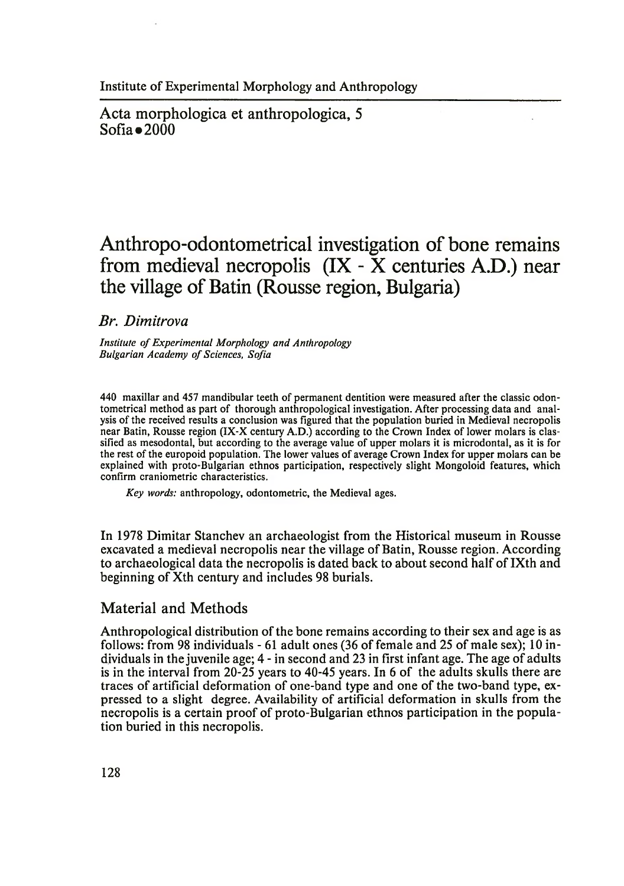Institute of Experimental Morphology and Anthropology

Acta morphologica et anthropologica, 5
Sofia • 2000

# Anthropo-odontometrical investigation of bone remains from medieval necropolis (IX - X centuries A.D.) near the village of Batin (Rousse region, Bulgaria)

*Br. Dimitrova*

*Institute of Experimental Morphology and Anthropology*
*Bulgarian Academy of Sciences, Sofia*

440 maxillar and 457 mandibular teeth of permanent dentition were measured after the classic odontometrical method as part of thorough anthropological investigation. After processing data and analysis of the received results a conclusion was figured that the population buried in Medieval necropolis near Batin, Rousse region (IX-X century A.D.) according to the Crown Index of lower molars is classified as mesodontal, but according to the average value of upper molars it is microdontal, as it is for the rest of the europoid population. The lower values of average Crown Index for upper molars can be explained with proto-Bulgarian ethnos participation, respectively slight Mongoloid features, which confirm craniometric characteristics.

*Key words:* anthropology, odontometric, the Medieval ages.

In 1978 Dimitar Stanchev an archaeologist from the Historical museum in Rousse excavated a medieval necropolis near the village of Batin, Rousse region. According to archaeological data the necropolis is dated back to about second half of IXth and beginning of Xth century and includes 98 burials.

## Material and Methods

Anthropological distribution of the bone remains according to their sex and age is as follows: from 98 individuals - 61 adult ones (36 of female and 25 of male sex); 10 individuals in the juvenile age; 4 - in second and 23 in first infant age. The age of adults is in the interval from 20-25 years to 40-45 years. In 6 of the adults skulls there are traces of artificial deformation of one-band type and one of the two-band type, expressed to a slight degree. Availability of artificial deformation in skulls from the necropolis is a certain proof of proto-Bulgarian ethnos participation in the population buried in this necropolis.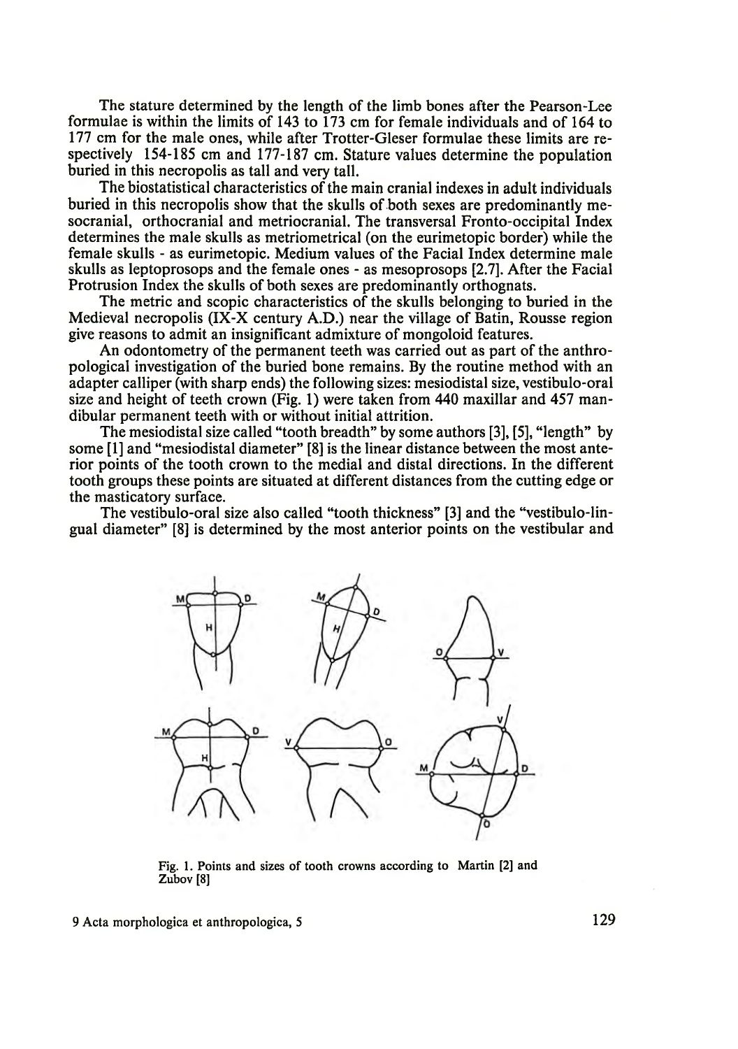The stature determined by the length of the limb bones after the Pearson-Lee formulae is within the limits of 143 to 173 cm for female individuals and of 164 to 177 cm for the male ones, while after Trotter-Gleser formulae these limits are respectively 154-185 cm and 177-187 cm. Stature values determine the population buried in this necropolis as tall and very tall.

The biostatistical characteristics of the main cranial indexes in adult individuals buried in this necropolis show that the skulls of both sexes are predominantly mesocranial, orthocranial and metriocranial. The transversal Fronto-occipital Index determines the male skulls as metriometrical (on the eurimetopic border) while the female skulls - as eurimetopic. Medium values of the Facial Index determine male skulls as leptoprosops and the female ones - as mesoprosops [2.7]. After the Facial Protrusion Index the skulls of both sexes are predominantly orthognats.

The metric and scopic characteristics of the skulls belonging to buried in the Medieval necropolis (IX-X century A.D.) near the village of Batin, Rousse region give reasons to admit an insignificant admixture of mongoloid features.

An odontometry of the permanent teeth was carried out as part of the anthropological investigation of the buried bone remains. By the routine method with an adapter calliper (with sharp ends) the following sizes: mesiodistal size, vestibulo-oral size and height of teeth crown (Fig. 1) were taken from 440 maxillar and 457 mandibular permanent teeth with or without initial attrition.

The mesiodistal size called "tooth breadth" by some authors [3], [5], "length" by some [1] and "mesiodistal diameter" [8] is the linear distance between the most anterior points of the tooth crown to the medial and distal directions. In the different tooth groups these points are situated at different distances from the cutting edge or the masticatory surface.

The vestibulo-oral size also called "tooth thickness" [3] and the "vestibulo-lingual diameter" [8] is determined by the most anterior points on the vestibular and

Fig. 1. Points and sizes of tooth crowns according to Martin [2] and Zubov [8]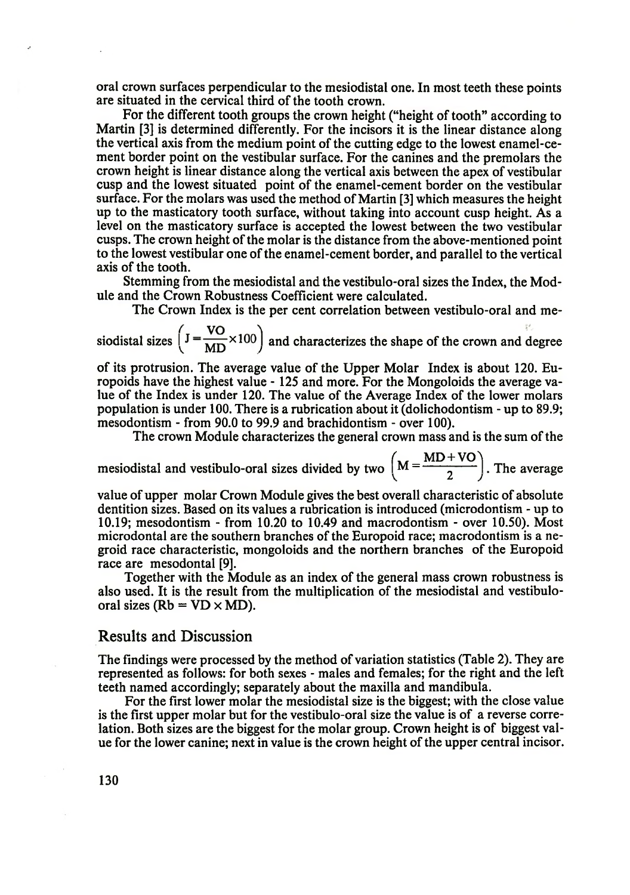oral crown surfaces perpendicular to the mesiodistal one. In most teeth these points are situated in the cervical third of the tooth crown.

For the different tooth groups the crown height ("height of tooth" according to Martin [3] is determined differently. For the incisors it is the linear distance along the vertical axis from the medium point of the cutting edge to the lowest enamel-cement border point on the vestibular surface. For the canines and the premolars the crown height is linear distance along the vertical axis between the apex of vestibular cusp and the lowest situated point of the enamel-cement border on the vestibular surface. For the molars was used the method of Martin [3] which measures the height up to the masticatory tooth surface, without taking into account cusp height. As a level on the masticatory surface is accepted the lowest between the two vestibular cusps. The crown height of the molar is the distance from the above-mentioned point to the lowest vestibular one of the enamel-cement border, and parallel to the vertical axis of the tooth.

Stemming from the mesiodistal and the vestibulo-oral sizes the Index, the Module and the Crown Robustness Coefficient were calculated.

The Crown Index is the per cent correlation between vestibulo-oral and mesiodistal sizes $\left(J = \frac{VO}{MD} \times 100\right)$ and characterizes the shape of the crown and degree of its protrusion. The average value of the Upper Molar Index is about 120. Europoids have the highest value - 125 and more. For the Mongoloids the average value of the Index is under 120. The value of the Average Index of the lower molars population is under 100. There is a rubrication about it (dolichodontism - up to 89.9; mesodontism - from 90.0 to 99.9 and brachidontism - over 100).

The crown Module characterizes the general crown mass and is the sum of the mesiodistal and vestibulo-oral sizes divided by two $\left(M = \frac{MD + VO}{2}\right)$. The average value of upper molar Crown Module gives the best overall characteristic of absolute dentition sizes. Based on its values a rubrication is introduced (microdontism - up to 10.19; mesodontism - from 10.20 to 10.49 and macrodontism - over 10.50). Most microdontal are the southern branches of the Europoid race; macrodontism is a negroid race characteristic, mongoloids and the northern branches of the Europoid race are mesodontal [9].

Together with the Module as an index of the general mass crown robustness is also used. It is the result from the multiplication of the mesiodistal and vestibulo-oral sizes ($Rb = VD \times MD$).

## Results and Discussion

The findings were processed by the method of variation statistics (Table 2). They are represented as follows: for both sexes - males and females; for the right and the left teeth named accordingly; separately about the maxilla and mandibula.

For the first lower molar the mesiodistal size is the biggest; with the close value is the first upper molar but for the vestibulo-oral size the value is of a reverse correlation. Both sizes are the biggest for the molar group. Crown height is of biggest value for the lower canine; next in value is the crown height of the upper central incisor.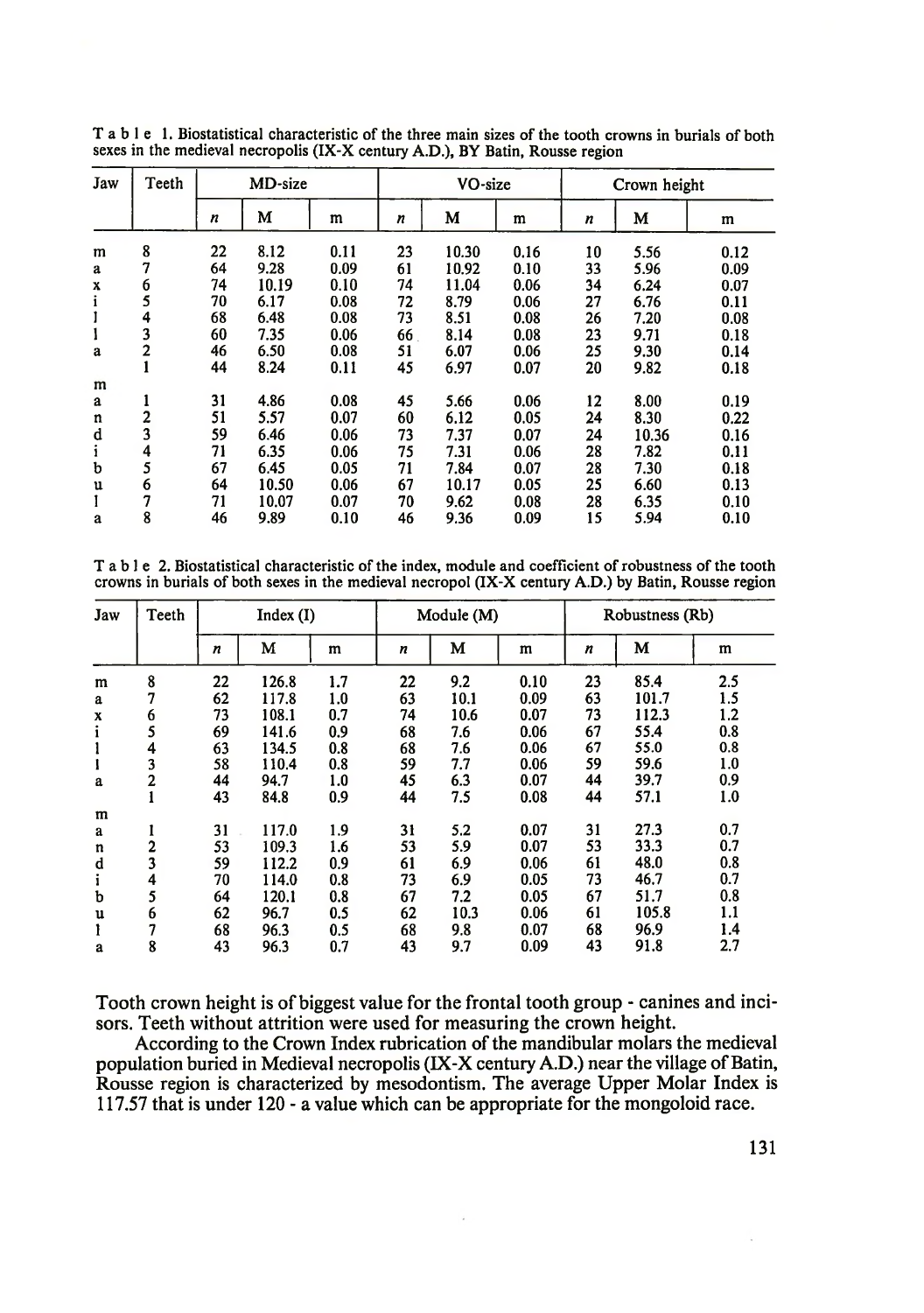T a b l e 1. Biostatistical characteristic of the three main sizes of the tooth crowns in burials of both sexes in the medieval necropolis (IX-X century A.D.), BY Batin, Rousse region

| Jaw | Teeth | MD-size | | | VO-size | | | Crown height | | |
|---|---|---|---|---|---|---|---|---|---|---|
| | | *n* | M | m | *n* | M | m | *n* | M | m |
| m | 8 | 22 | 8.12 | 0.11 | 23 | 10.30 | 0.16 | 10 | 5.56 | 0.12 |
| a | 7 | 64 | 9.28 | 0.09 | 61 | 10.92 | 0.10 | 33 | 5.96 | 0.09 |
| x | 6 | 74 | 10.19 | 0.10 | 74 | 11.04 | 0.06 | 34 | 6.24 | 0.07 |
| i | 5 | 70 | 6.17 | 0.08 | 72 | 8.79 | 0.06 | 27 | 6.76 | 0.11 |
| l | 4 | 68 | 6.48 | 0.08 | 73 | 8.51 | 0.08 | 26 | 7.20 | 0.08 |
| l | 3 | 60 | 7.35 | 0.06 | 66 | 8.14 | 0.08 | 23 | 9.71 | 0.18 |
| a | 2 | 46 | 6.50 | 0.08 | 51 | 6.07 | 0.06 | 25 | 9.30 | 0.14 |
| | 1 | 44 | 8.24 | 0.11 | 45 | 6.97 | 0.07 | 20 | 9.82 | 0.18 |
| m | | | | | | | | | | |
| a | 1 | 31 | 4.86 | 0.08 | 45 | 5.66 | 0.06 | 12 | 8.00 | 0.19 |
| n | 2 | 51 | 5.57 | 0.07 | 60 | 6.12 | 0.05 | 24 | 8.30 | 0.22 |
| d | 3 | 59 | 6.46 | 0.06 | 73 | 7.37 | 0.07 | 24 | 10.36 | 0.16 |
| i | 4 | 71 | 6.35 | 0.06 | 75 | 7.31 | 0.06 | 28 | 7.82 | 0.11 |
| b | 5 | 67 | 6.45 | 0.05 | 71 | 7.84 | 0.07 | 28 | 7.30 | 0.18 |
| u | 6 | 64 | 10.50 | 0.06 | 67 | 10.17 | 0.05 | 25 | 6.60 | 0.13 |
| l | 7 | 71 | 10.07 | 0.07 | 70 | 9.62 | 0.08 | 28 | 6.35 | 0.10 |
| a | 8 | 46 | 9.89 | 0.10 | 46 | 9.36 | 0.09 | 15 | 5.94 | 0.10 |

T a b l e 2. Biostatistical characteristic of the index, module and coefficient of robustness of the tooth crowns in burials of both sexes in the medieval necropol (IX-X century A.D.) by Batin, Rousse region

| Jaw | Teeth | Index (I) | | | Module (M) | | | Robustness (Rb) | | |
|---|---|---|---|---|---|---|---|---|---|---|
| | | *n* | M | m | *n* | M | m | *n* | M | m |
| m | 8 | 22 | 126.8 | 1.7 | 22 | 9.2 | 0.10 | 23 | 85.4 | 2.5 |
| a | 7 | 62 | 117.8 | 1.0 | 63 | 10.1 | 0.09 | 63 | 101.7 | 1.5 |
| x | 6 | 73 | 108.1 | 0.7 | 74 | 10.6 | 0.07 | 73 | 112.3 | 1.2 |
| i | 5 | 69 | 141.6 | 0.9 | 68 | 7.6 | 0.06 | 67 | 55.4 | 0.8 |
| l | 4 | 63 | 134.5 | 0.8 | 68 | 7.6 | 0.06 | 67 | 55.0 | 0.8 |
| l | 3 | 58 | 110.4 | 0.8 | 59 | 7.7 | 0.06 | 59 | 59.6 | 1.0 |
| a | 2 | 44 | 94.7 | 1.0 | 45 | 6.3 | 0.07 | 44 | 39.7 | 0.9 |
| | 1 | 43 | 84.8 | 0.9 | 44 | 7.5 | 0.08 | 44 | 57.1 | 1.0 |
| m | | | | | | | | | | |
| a | 1 | 31 | 117.0 | 1.9 | 31 | 5.2 | 0.07 | 31 | 27.3 | 0.7 |
| n | 2 | 53 | 109.3 | 1.6 | 53 | 5.9 | 0.07 | 53 | 33.3 | 0.7 |
| d | 3 | 59 | 112.2 | 0.9 | 61 | 6.9 | 0.06 | 61 | 48.0 | 0.8 |
| i | 4 | 70 | 114.0 | 0.8 | 73 | 6.9 | 0.05 | 73 | 46.7 | 0.7 |
| b | 5 | 64 | 120.1 | 0.8 | 67 | 7.2 | 0.05 | 67 | 51.7 | 0.8 |
| u | 6 | 62 | 96.7 | 0.5 | 62 | 10.3 | 0.06 | 61 | 105.8 | 1.1 |
| l | 7 | 68 | 96.3 | 0.5 | 68 | 9.8 | 0.07 | 68 | 96.9 | 1.4 |
| a | 8 | 43 | 96.3 | 0.7 | 43 | 9.7 | 0.09 | 43 | 91.8 | 2.7 |

Tooth crown height is of biggest value for the frontal tooth group - canines and incisors. Teeth without attrition were used for measuring the crown height.

According to the Crown Index rubrication of the mandibular molars the medieval population buried in Medieval necropolis (IX-X century A.D.) near the village of Batin, Rousse region is characterized by mesodontism. The average Upper Molar Index is 117.57 that is under 120 - a value which can be appropriate for the mongoloid race.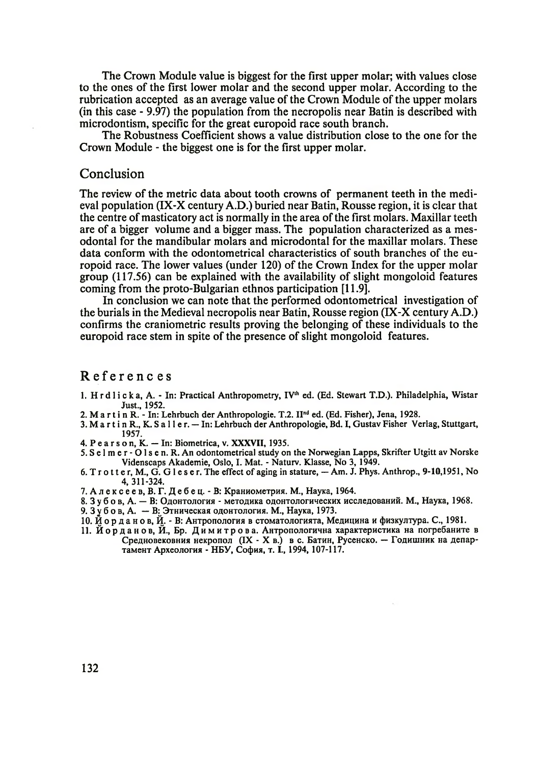The Crown Module value is biggest for the first upper molar; with values close to the ones of the first lower molar and the second upper molar. According to the rubrication accepted as an average value of the Crown Module of the upper molars (in this case - 9.97) the population from the necropolis near Batin is described with microdontism, specific for the great europoid race south branch.

The Robustness Coefficient shows a value distribution close to the one for the Crown Module - the biggest one is for the first upper molar.

## Conclusion

The review of the metric data about tooth crowns of permanent teeth in the medieval population (IX-X century A.D.) buried near Batin, Rousse region, it is clear that the centre of masticatory act is normally in the area of the first molars. Maxillar teeth are of a bigger volume and a bigger mass. The population characterized as a mesodontal for the mandibular molars and microdontal for the maxillar molars. These data conform with the odontometrical characteristics of south branches of the europoid race. The lower values (under 120) of the Crown Index for the upper molar group (117.56) can be explained with the availability of slight mongoloid features coming from the proto-Bulgarian ethnos participation [11.9].

In conclusion we can note that the performed odontometrical investigation of the burials in the Medieval necropolis near Batin, Rousse region (IX-X century A.D.) confirms the craniometric results proving the belonging of these individuals to the europoid race stem in spite of the presence of slight mongoloid features.

## References

1. Hrdlicka, A. - In: Practical Anthropometry, IV[th] ed. (Ed. Stewart T.D.). Philadelphia, Wistar Just., 1952.
2. Martin R. - In: Lehrbuch der Anthropologie. T.2. II[nd] ed. (Ed. Fisher), Jena, 1928.
3. Martin R., K. Saller. — In: Lehrbuch der Anthropologie, Bd. I, Gustav Fisher Verlag, Stuttgart, 1957.
4. Pearson, K. — In: Biometrica, v. XXXVII, 1935.
5. Selmer-Olsen. R. An odontometrical study on the Norwegian Lapps, Skrifter Utgitt av Norske Videnscaps Akademie, Oslo, I. Mat. - Naturv. Klasse, No 3, 1949.
6. Trotter, M., G. Gleser. The effect of aging in stature, — Am. J. Phys. Anthrop., 9-10,1951, No 4, 311-324.
7. Алексеев, В. Г. Дебец. - В: Краниометрия. М., Наука, 1964.
8. Зубов, А. — В: Одонтология - методика одонтологических исследований. М., Наука, 1968.
9. Зубов, А. — В: Этническая одонтология. М., Наука, 1973.
10. Йорданов, Й. - В: Антропология в стоматологията, Медицина и физкултура. С., 1981.
11. Йорданов, Й., Бр. Димитрова. Антропологична характеристика на погребаните в Средновековния некропол (IX - X в.) в с. Батин, Русенско. — Годишник на департамент Археология - НБУ, София, т. I., 1994, 107-117.